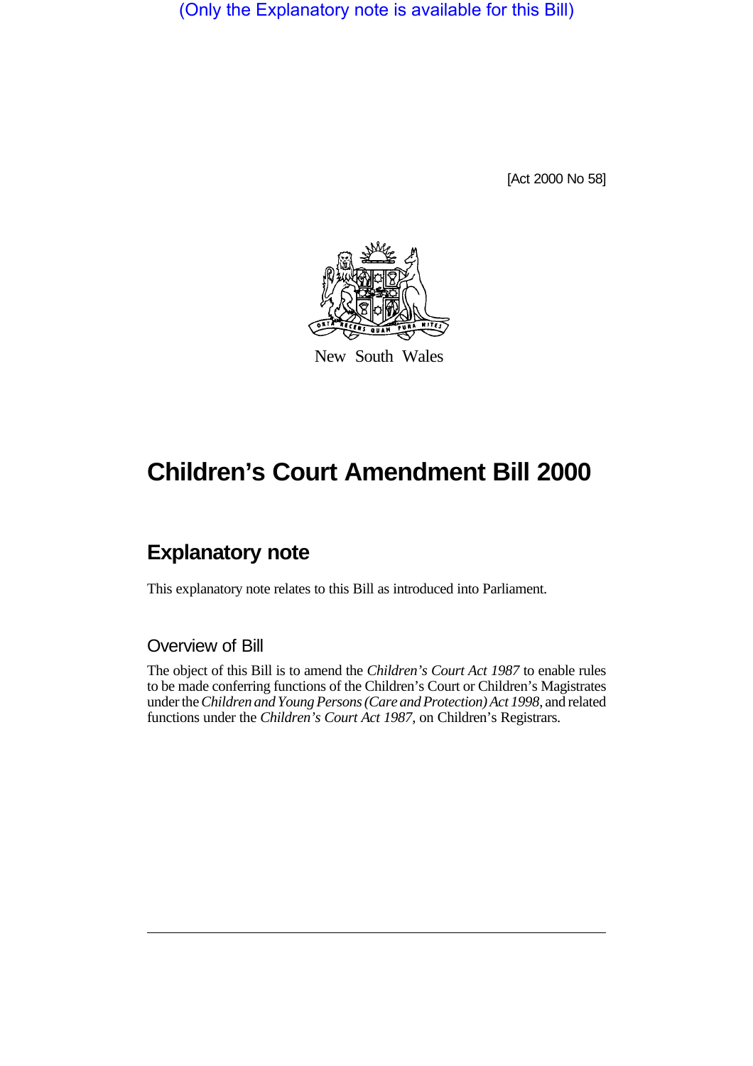(Only the Explanatory note is available for this Bill)

[Act 2000 No 58]

New South Wales

# Children's Court Amendment Bill 2000

## Explanatory note

This explanatory note relates to this Bill as introduced into Parliament.

### Overview of Bill

The object of this Bill is to amend the *Children's Court Act 1987* to enable rules to be made conferring functions of the Children's Court or Children's Magistrates under the *Children and Young Persons (Care and Protection) Act 1998*, and related functions under the *Children's Court Act 1987*, on Children's Registrars.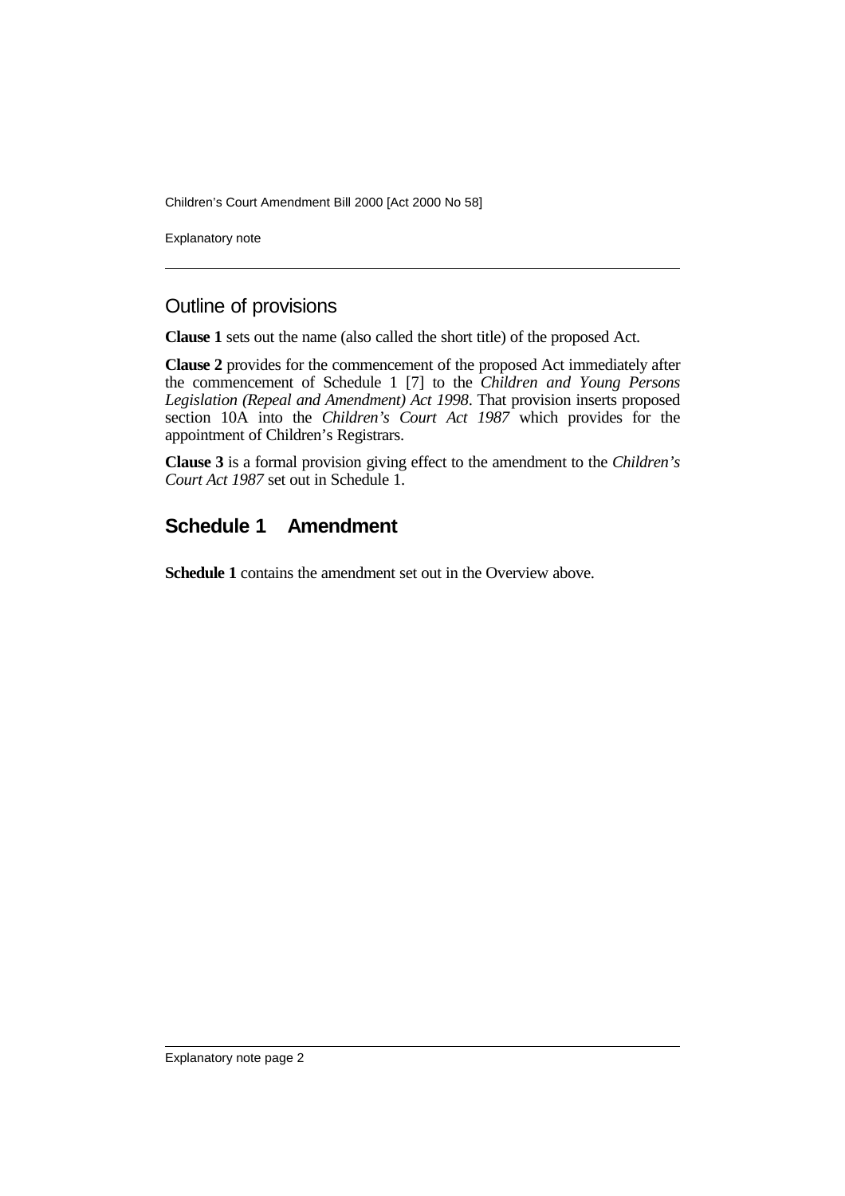## Outline of provisions

**Clause 1** sets out the name (also called the short title) of the proposed Act.

**Clause 2** provides for the commencement of the proposed Act immediately after the commencement of Schedule 1 [7] to the *Children and Young Persons Legislation (Repeal and Amendment) Act 1998*. That provision inserts proposed section 10A into the *Children's Court Act 1987* which provides for the appointment of Children's Registrars.

**Clause 3** is a formal provision giving effect to the amendment to the *Children's Court Act 1987* set out in Schedule 1.

## Schedule 1 Amendment

**Schedule 1** contains the amendment set out in the Overview above.